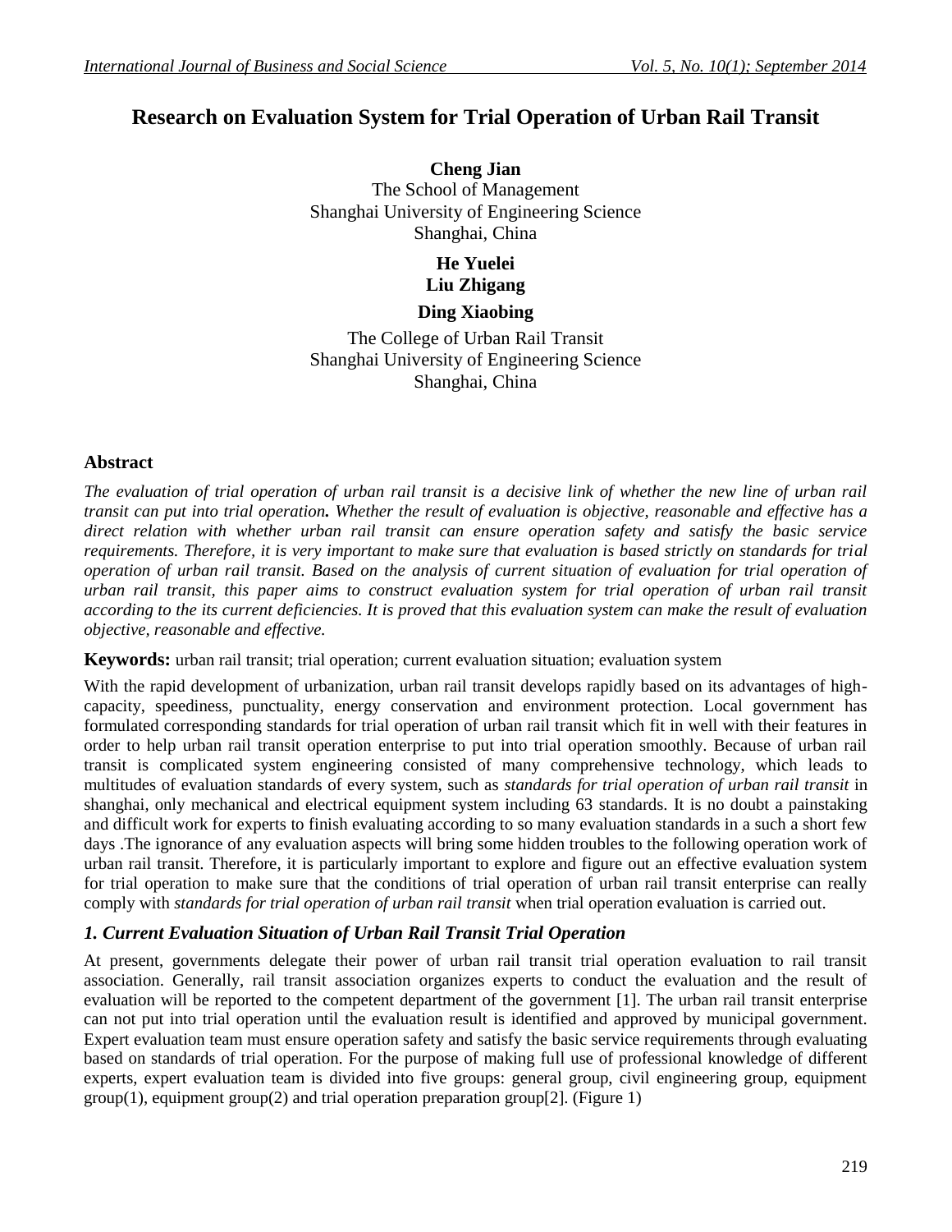# Research on Evaluation System for Trial Operation of Urban Rail Transit

**Cheng Jian**
The School of Management
Shanghai University of Engineering Science
Shanghai, China

**He Yuelei**
**Liu Zhigang**

**Ding Xiaobing**
The College of Urban Rail Transit
Shanghai University of Engineering Science
Shanghai, China

## Abstract

*The evaluation of trial operation of urban rail transit is a decisive link of whether the new line of urban rail transit can put into trial operation. Whether the result of evaluation is objective, reasonable and effective has a direct relation with whether urban rail transit can ensure operation safety and satisfy the basic service requirements. Therefore, it is very important to make sure that evaluation is based strictly on standards for trial operation of urban rail transit. Based on the analysis of current situation of evaluation for trial operation of urban rail transit, this paper aims to construct evaluation system for trial operation of urban rail transit according to the its current deficiencies. It is proved that this evaluation system can make the result of evaluation objective, reasonable and effective.*

**Keywords:** urban rail transit; trial operation; current evaluation situation; evaluation system

With the rapid development of urbanization, urban rail transit develops rapidly based on its advantages of high-capacity, speediness, punctuality, energy conservation and environment protection. Local government has formulated corresponding standards for trial operation of urban rail transit which fit in well with their features in order to help urban rail transit operation enterprise to put into trial operation smoothly. Because of urban rail transit is complicated system engineering consisted of many comprehensive technology, which leads to multitudes of evaluation standards of every system, such as *standards for trial operation of urban rail transit* in shanghai, only mechanical and electrical equipment system including 63 standards. It is no doubt a painstaking and difficult work for experts to finish evaluating according to so many evaluation standards in a such a short few days .The ignorance of any evaluation aspects will bring some hidden troubles to the following operation work of urban rail transit. Therefore, it is particularly important to explore and figure out an effective evaluation system for trial operation to make sure that the conditions of trial operation of urban rail transit enterprise can really comply with *standards for trial operation of urban rail transit* when trial operation evaluation is carried out.

## *1. Current Evaluation Situation of Urban Rail Transit Trial Operation*

At present, governments delegate their power of urban rail transit trial operation evaluation to rail transit association. Generally, rail transit association organizes experts to conduct the evaluation and the result of evaluation will be reported to the competent department of the government [1]. The urban rail transit enterprise can not put into trial operation until the evaluation result is identified and approved by municipal government. Expert evaluation team must ensure operation safety and satisfy the basic service requirements through evaluating based on standards of trial operation. For the purpose of making full use of professional knowledge of different experts, expert evaluation team is divided into five groups: general group, civil engineering group, equipment group(1), equipment group(2) and trial operation preparation group[2]. (Figure 1)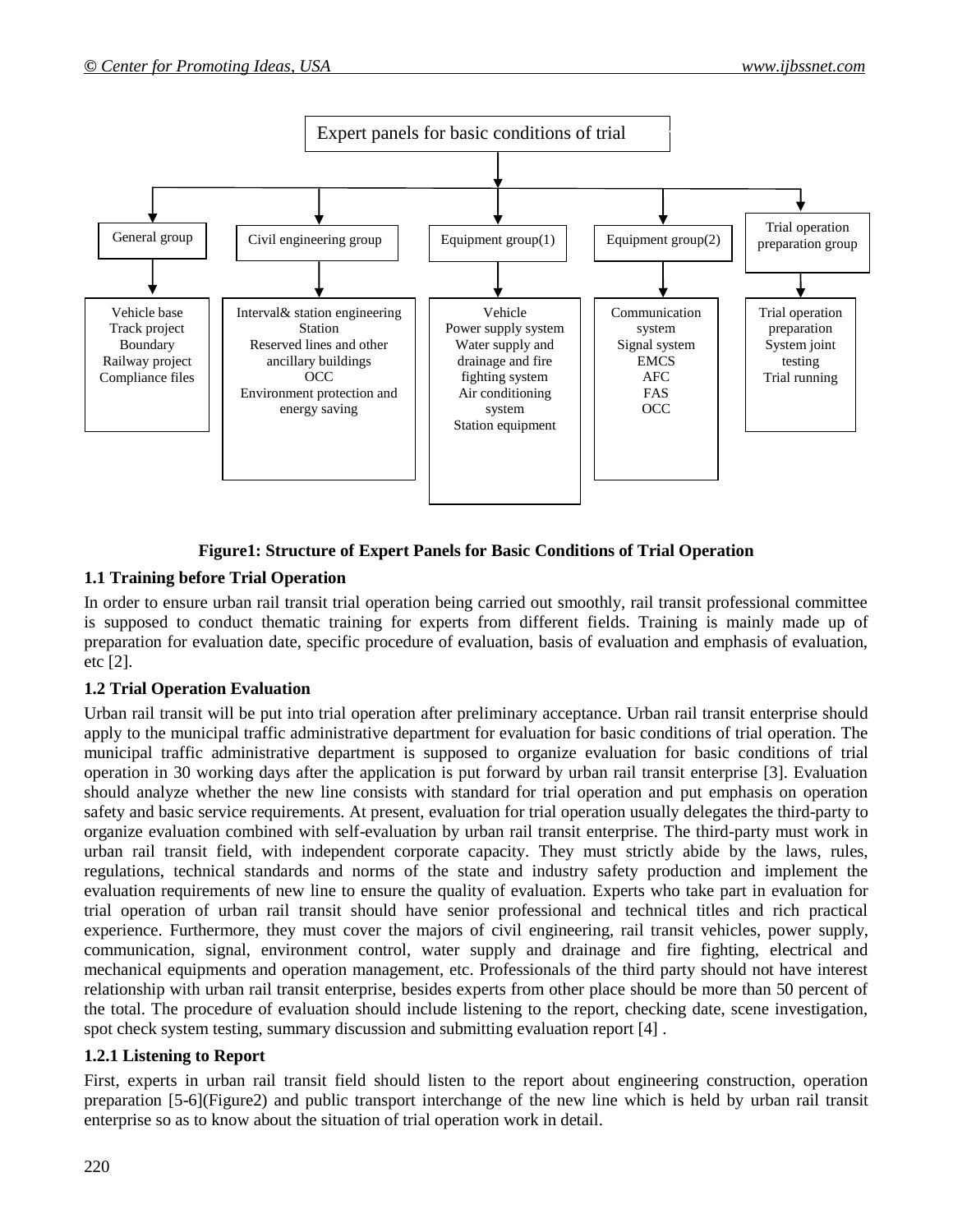**Expert panels for basic conditions of trial**

| General group | Civil engineering group | Equipment group(1) | Equipment group(2) | Trial operation preparation group |
|---|---|---|---|---|
| Vehicle base<br>Track project<br>Boundary<br>Railway project<br>Compliance files | Interval& station engineering<br>Station<br>Reserved lines and other ancillary buildings<br>OCC<br>Environment protection and energy saving | Vehicle<br>Power supply system<br>Water supply and drainage and fire fighting system<br>Air conditioning system<br>Station equipment | Communication system<br>Signal system<br>EMCS<br>AFC<br>FAS<br>OCC | Trial operation preparation<br>System joint testing<br>Trial running |

**Figure1: Structure of Expert Panels for Basic Conditions of Trial Operation**

### 1.1 Training before Trial Operation

In order to ensure urban rail transit trial operation being carried out smoothly, rail transit professional committee is supposed to conduct thematic training for experts from different fields. Training is mainly made up of preparation for evaluation date, specific procedure of evaluation, basis of evaluation and emphasis of evaluation, etc [2].

### 1.2 Trial Operation Evaluation

Urban rail transit will be put into trial operation after preliminary acceptance. Urban rail transit enterprise should apply to the municipal traffic administrative department for evaluation for basic conditions of trial operation. The municipal traffic administrative department is supposed to organize evaluation for basic conditions of trial operation in 30 working days after the application is put forward by urban rail transit enterprise [3]. Evaluation should analyze whether the new line consists with standard for trial operation and put emphasis on operation safety and basic service requirements. At present, evaluation for trial operation usually delegates the third-party to organize evaluation combined with self-evaluation by urban rail transit enterprise. The third-party must work in urban rail transit field, with independent corporate capacity. They must strictly abide by the laws, rules, regulations, technical standards and norms of the state and industry safety production and implement the evaluation requirements of new line to ensure the quality of evaluation. Experts who take part in evaluation for trial operation of urban rail transit should have senior professional and technical titles and rich practical experience. Furthermore, they must cover the majors of civil engineering, rail transit vehicles, power supply, communication, signal, environment control, water supply and drainage and fire fighting, electrical and mechanical equipments and operation management, etc. Professionals of the third party should not have interest relationship with urban rail transit enterprise, besides experts from other place should be more than 50 percent of the total. The procedure of evaluation should include listening to the report, checking date, scene investigation, spot check system testing, summary discussion and submitting evaluation report [4] .

#### 1.2.1 Listening to Report

First, experts in urban rail transit field should listen to the report about engineering construction, operation preparation [5-6](Figure2) and public transport interchange of the new line which is held by urban rail transit enterprise so as to know about the situation of trial operation work in detail.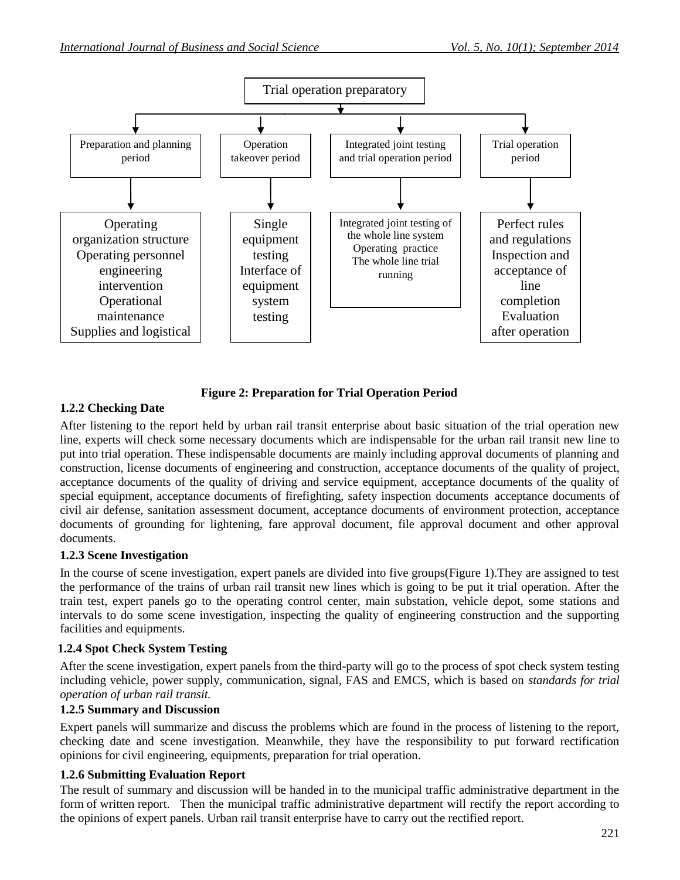Trial operation preparatory

| Preparation and planning period | Operation takeover period | Integrated joint testing and trial operation period | Trial operation period |
|---|---|---|---|
| Operating organization structure<br>Operating personnel engineering intervention<br>Operational maintenance<br>Supplies and logistical | Single equipment testing<br>Interface of equipment system testing | Integrated joint testing of the whole line system<br>Operating practice<br>The whole line trial running | Perfect rules and regulations<br>Inspection and acceptance of line completion<br>Evaluation after operation |

**Figure 2: Preparation for Trial Operation Period**

### 1.2.2 Checking Date

After listening to the report held by urban rail transit enterprise about basic situation of the trial operation new line, experts will check some necessary documents which are indispensable for the urban rail transit new line to put into trial operation. These indispensable documents are mainly including approval documents of planning and construction, license documents of engineering and construction, acceptance documents of the quality of project, acceptance documents of the quality of driving and service equipment, acceptance documents of the quality of special equipment, acceptance documents of firefighting, safety inspection documents acceptance documents of civil air defense, sanitation assessment document, acceptance documents of environment protection, acceptance documents of grounding for lightening, fare approval document, file approval document and other approval documents.

### 1.2.3 Scene Investigation

In the course of scene investigation, expert panels are divided into five groups(Figure 1).They are assigned to test the performance of the trains of urban rail transit new lines which is going to be put it trial operation. After the train test, expert panels go to the operating control center, main substation, vehicle depot, some stations and intervals to do some scene investigation, inspecting the quality of engineering construction and the supporting facilities and equipments.

### 1.2.4 Spot Check System Testing

After the scene investigation, expert panels from the third-party will go to the process of spot check system testing including vehicle, power supply, communication, signal, FAS and EMCS, which is based on *standards for trial operation of urban rail transit.*

### 1.2.5 Summary and Discussion

Expert panels will summarize and discuss the problems which are found in the process of listening to the report, checking date and scene investigation. Meanwhile, they have the responsibility to put forward rectification opinions for civil engineering, equipments, preparation for trial operation.

### 1.2.6 Submitting Evaluation Report

The result of summary and discussion will be handed in to the municipal traffic administrative department in the form of written report. Then the municipal traffic administrative department will rectify the report according to the opinions of expert panels. Urban rail transit enterprise have to carry out the rectified report.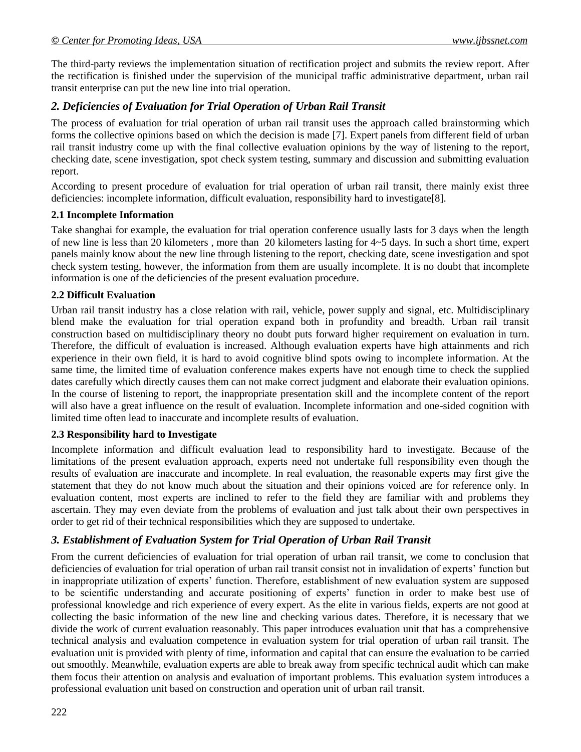The third-party reviews the implementation situation of rectification project and submits the review report. After the rectification is finished under the supervision of the municipal traffic administrative department, urban rail transit enterprise can put the new line into trial operation.

## *2. Deficiencies of Evaluation for Trial Operation of Urban Rail Transit*

The process of evaluation for trial operation of urban rail transit uses the approach called brainstorming which forms the collective opinions based on which the decision is made [7]. Expert panels from different field of urban rail transit industry come up with the final collective evaluation opinions by the way of listening to the report, checking date, scene investigation, spot check system testing, summary and discussion and submitting evaluation report.

According to present procedure of evaluation for trial operation of urban rail transit, there mainly exist three deficiencies: incomplete information, difficult evaluation, responsibility hard to investigate[8].

### 2.1 Incomplete Information

Take shanghai for example, the evaluation for trial operation conference usually lasts for 3 days when the length of new line is less than 20 kilometers , more than 20 kilometers lasting for 4~5 days. In such a short time, expert panels mainly know about the new line through listening to the report, checking date, scene investigation and spot check system testing, however, the information from them are usually incomplete. It is no doubt that incomplete information is one of the deficiencies of the present evaluation procedure.

### 2.2 Difficult Evaluation

Urban rail transit industry has a close relation with rail, vehicle, power supply and signal, etc. Multidisciplinary blend make the evaluation for trial operation expand both in profundity and breadth. Urban rail transit construction based on multidisciplinary theory no doubt puts forward higher requirement on evaluation in turn. Therefore, the difficult of evaluation is increased. Although evaluation experts have high attainments and rich experience in their own field, it is hard to avoid cognitive blind spots owing to incomplete information. At the same time, the limited time of evaluation conference makes experts have not enough time to check the supplied dates carefully which directly causes them can not make correct judgment and elaborate their evaluation opinions. In the course of listening to report, the inappropriate presentation skill and the incomplete content of the report will also have a great influence on the result of evaluation. Incomplete information and one-sided cognition with limited time often lead to inaccurate and incomplete results of evaluation.

### 2.3 Responsibility hard to Investigate

Incomplete information and difficult evaluation lead to responsibility hard to investigate. Because of the limitations of the present evaluation approach, experts need not undertake full responsibility even though the results of evaluation are inaccurate and incomplete. In real evaluation, the reasonable experts may first give the statement that they do not know much about the situation and their opinions voiced are for reference only. In evaluation content, most experts are inclined to refer to the field they are familiar with and problems they ascertain. They may even deviate from the problems of evaluation and just talk about their own perspectives in order to get rid of their technical responsibilities which they are supposed to undertake.

## *3. Establishment of Evaluation System for Trial Operation of Urban Rail Transit*

From the current deficiencies of evaluation for trial operation of urban rail transit, we come to conclusion that deficiencies of evaluation for trial operation of urban rail transit consist not in invalidation of experts' function but in inappropriate utilization of experts' function. Therefore, establishment of new evaluation system are supposed to be scientific understanding and accurate positioning of experts' function in order to make best use of professional knowledge and rich experience of every expert. As the elite in various fields, experts are not good at collecting the basic information of the new line and checking various dates. Therefore, it is necessary that we divide the work of current evaluation reasonably. This paper introduces evaluation unit that has a comprehensive technical analysis and evaluation competence in evaluation system for trial operation of urban rail transit. The evaluation unit is provided with plenty of time, information and capital that can ensure the evaluation to be carried out smoothly. Meanwhile, evaluation experts are able to break away from specific technical audit which can make them focus their attention on analysis and evaluation of important problems. This evaluation system introduces a professional evaluation unit based on construction and operation unit of urban rail transit.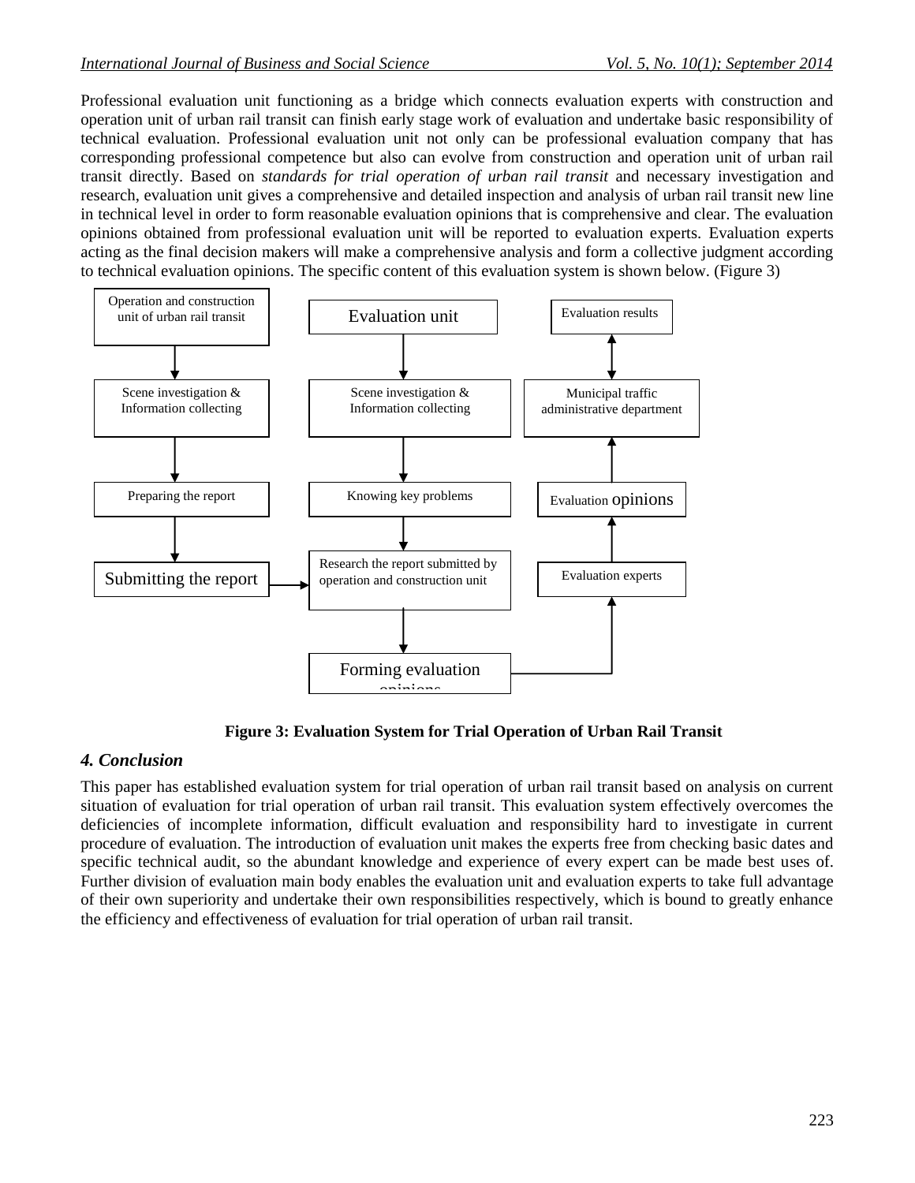Professional evaluation unit functioning as a bridge which connects evaluation experts with construction and operation unit of urban rail transit can finish early stage work of evaluation and undertake basic responsibility of technical evaluation. Professional evaluation unit not only can be professional evaluation company that has corresponding professional competence but also can evolve from construction and operation unit of urban rail transit directly. Based on *standards for trial operation of urban rail transit* and necessary investigation and research, evaluation unit gives a comprehensive and detailed inspection and analysis of urban rail transit new line in technical level in order to form reasonable evaluation opinions that is comprehensive and clear. The evaluation opinions obtained from professional evaluation unit will be reported to evaluation experts. Evaluation experts acting as the final decision makers will make a comprehensive analysis and form a collective judgment according to technical evaluation opinions. The specific content of this evaluation system is shown below. (Figure 3)

```
Operation and construction unit of urban rail transit
  ↓
Scene investigation & Information collecting
  ↓
Preparing the report
  ↓
Submitting the report → Research the report submitted by operation and construction unit

Evaluation unit
  ↓
Scene investigation & Information collecting
  ↓
Knowing key problems
  ↓
Research the report submitted by operation and construction unit
  ↓
Forming evaluation opinions → Evaluation experts

Evaluation experts
  ↑ (from Forming evaluation opinions)
  ↓
Evaluation opinions
  ↓
Municipal traffic administrative department
  ↕
Evaluation results
```

**Figure 3: Evaluation System for Trial Operation of Urban Rail Transit**

## *4. Conclusion*

This paper has established evaluation system for trial operation of urban rail transit based on analysis on current situation of evaluation for trial operation of urban rail transit. This evaluation system effectively overcomes the deficiencies of incomplete information, difficult evaluation and responsibility hard to investigate in current procedure of evaluation. The introduction of evaluation unit makes the experts free from checking basic dates and specific technical audit, so the abundant knowledge and experience of every expert can be made best uses of. Further division of evaluation main body enables the evaluation unit and evaluation experts to take full advantage of their own superiority and undertake their own responsibilities respectively, which is bound to greatly enhance the efficiency and effectiveness of evaluation for trial operation of urban rail transit.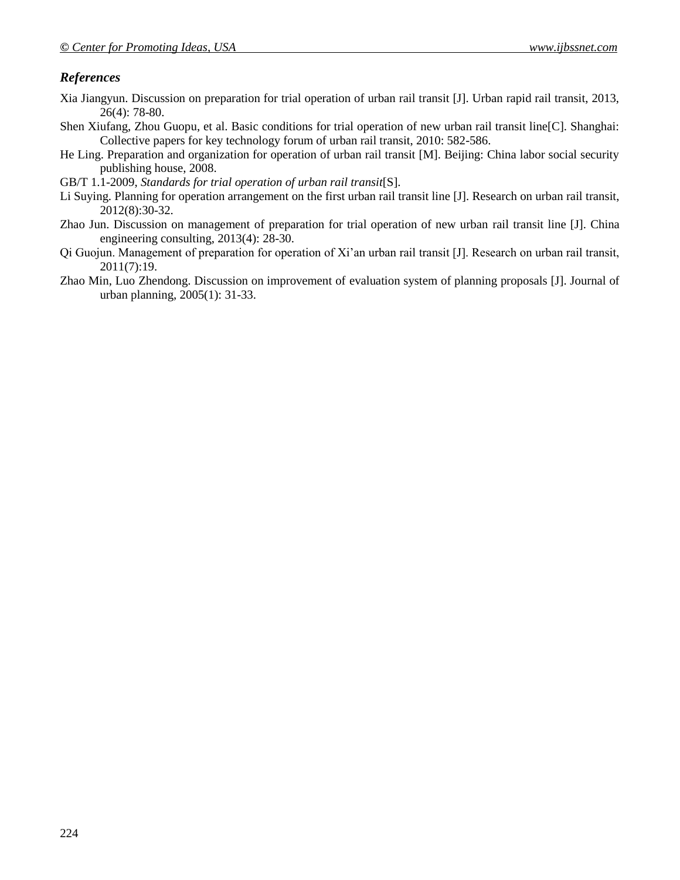### *References*

Xia Jiangyun. Discussion on preparation for trial operation of urban rail transit [J]. Urban rapid rail transit, 2013, 26(4): 78-80.

Shen Xiufang, Zhou Guopu, et al. Basic conditions for trial operation of new urban rail transit line[C]. Shanghai: Collective papers for key technology forum of urban rail transit, 2010: 582-586.

He Ling. Preparation and organization for operation of urban rail transit [M]. Beijing: China labor social security publishing house, 2008.

GB/T 1.1-2009, *Standards for trial operation of urban rail transit*[S].

Li Suying. Planning for operation arrangement on the first urban rail transit line [J]. Research on urban rail transit, 2012(8):30-32.

Zhao Jun. Discussion on management of preparation for trial operation of new urban rail transit line [J]. China engineering consulting, 2013(4): 28-30.

Qi Guojun. Management of preparation for operation of Xi'an urban rail transit [J]. Research on urban rail transit, 2011(7):19.

Zhao Min, Luo Zhendong. Discussion on improvement of evaluation system of planning proposals [J]. Journal of urban planning, 2005(1): 31-33.